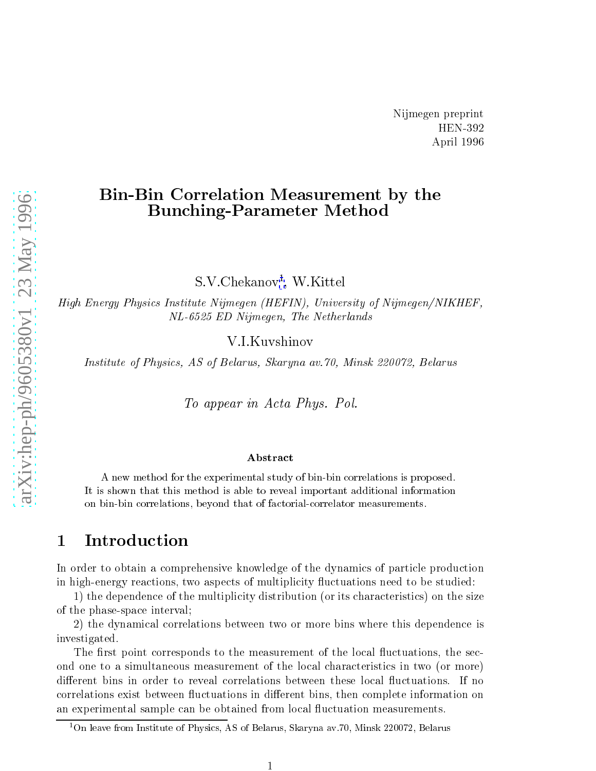Nijmegen preprint
HEN-392
April 1996

# Bin-Bin Correlation Measurement by the Bunching-Parameter Method

S.V.Chekanov[1], W.Kittel

*High Energy Physics Institute Nijmegen (HEFIN), University of Nijmegen/NIKHEF, NL-6525 ED Nijmegen, The Netherlands*

V.I.Kuvshinov

*Institute of Physics, AS of Belarus, Skaryna av.70, Minsk 220072, Belarus*

*To appear in Acta Phys. Pol.*

### Abstract

A new method for the experimental study of bin-bin correlations is proposed. It is shown that this method is able to reveal important additional information on bin-bin correlations, beyond that of factorial-correlator measurements.

## 1 Introduction

In order to obtain a comprehensive knowledge of the dynamics of particle production in high-energy reactions, two aspects of multiplicity fluctuations need to be studied:

1) the dependence of the multiplicity distribution (or its characteristics) on the size of the phase-space interval;

2) the dynamical correlations between two or more bins where this dependence is investigated.

The first point corresponds to the measurement of the local fluctuations, the second one to a simultaneous measurement of the local characteristics in two (or more) different bins in order to reveal correlations between these local fluctuations. If no correlations exist between fluctuations in different bins, then complete information on an experimental sample can be obtained from local fluctuation measurements.

[1] On leave from Institute of Physics, AS of Belarus, Skaryna av.70, Minsk 220072, Belarus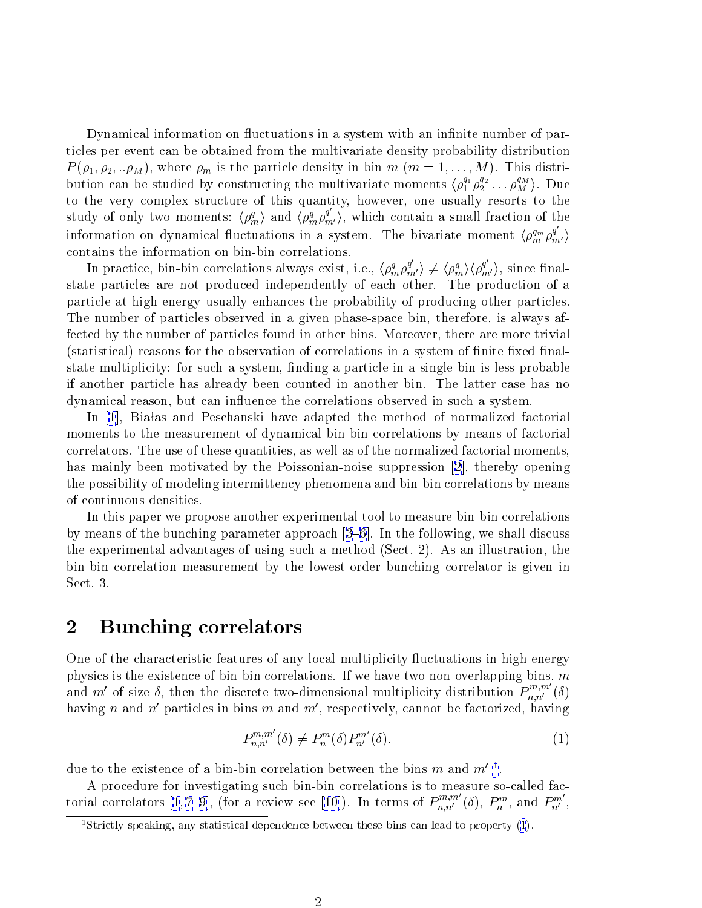Dynamical information on fluctuations in a system with an infinite number of particles per event can be obtained from the multivariate density probability distribution $P(\rho_1, \rho_2, ..\rho_M)$, where $\rho_m$ is the particle density in bin $m$ ($m = 1, \ldots, M$). This distribution can be studied by constructing the multivariate moments $\langle \rho_1^{q_1} \rho_2^{q_2} \ldots \rho_M^{q_M} \rangle$. Due to the very complex structure of this quantity, however, one usually resorts to the study of only two moments: $\langle \rho_m^q \rangle$ and $\langle \rho_m^q \rho_{m'}^{q'} \rangle$, which contain a small fraction of the information on dynamical fluctuations in a system. The bivariate moment $\langle \rho_m^{q_m} \rho_{m'}^{q'} \rangle$ contains the information on bin-bin correlations.

In practice, bin-bin correlations always exist, i.e., $\langle \rho_m^q \rho_{m'}^{q'} \rangle \neq \langle \rho_m^q \rangle \langle \rho_{m'}^{q'} \rangle$, since final-state particles are not produced independently of each other. The production of a particle at high energy usually enhances the probability of producing other particles. The number of particles observed in a given phase-space bin, therefore, is always affected by the number of particles found in other bins. Moreover, there are more trivial (statistical) reasons for the observation of correlations in a system of finite fixed final-state multiplicity: for such a system, finding a particle in a single bin is less probable if another particle has already been counted in another bin. The latter case has no dynamical reason, but can influence the correlations observed in such a system.

In [1], Białas and Peschanski have adapted the method of normalized factorial moments to the measurement of dynamical bin-bin correlations by means of factorial correlators. The use of these quantities, as well as of the normalized factorial moments, has mainly been motivated by the Poissonian-noise suppression [2], thereby opening the possibility of modeling intermittency phenomena and bin-bin correlations by means of continuous densities.

In this paper we propose another experimental tool to measure bin-bin correlations by means of the bunching-parameter approach [3–6]. In the following, we shall discuss the experimental advantages of using such a method (Sect. 2). As an illustration, the bin-bin correlation measurement by the lowest-order bunching correlator is given in Sect. 3.

## 2 Bunching correlators

One of the characteristic features of any local multiplicity fluctuations in high-energy physics is the existence of bin-bin correlations. If we have two non-overlapping bins, $m$ and $m'$ of size $\delta$, then the discrete two-dimensional multiplicity distribution $P_{n,n'}^{m,m'}(\delta)$ having $n$ and $n'$ particles in bins $m$ and $m'$, respectively, cannot be factorized, having

$$P_{n,n'}^{m,m'}(\delta) \neq P_n^m(\delta) P_{n'}^{m'}(\delta), \tag{1}$$

due to the existence of a bin-bin correlation between the bins $m$ and $m'$ [1].

A procedure for investigating such bin-bin correlations is to measure so-called factorial correlators [1, 7–9], (for a review see [10]). In terms of $P_{n,n'}^{m,m'}(\delta)$, $P_n^m$, and $P_{n'}^{m'}$,

[1]Strictly speaking, any statistical dependence between these bins can lead to property (1).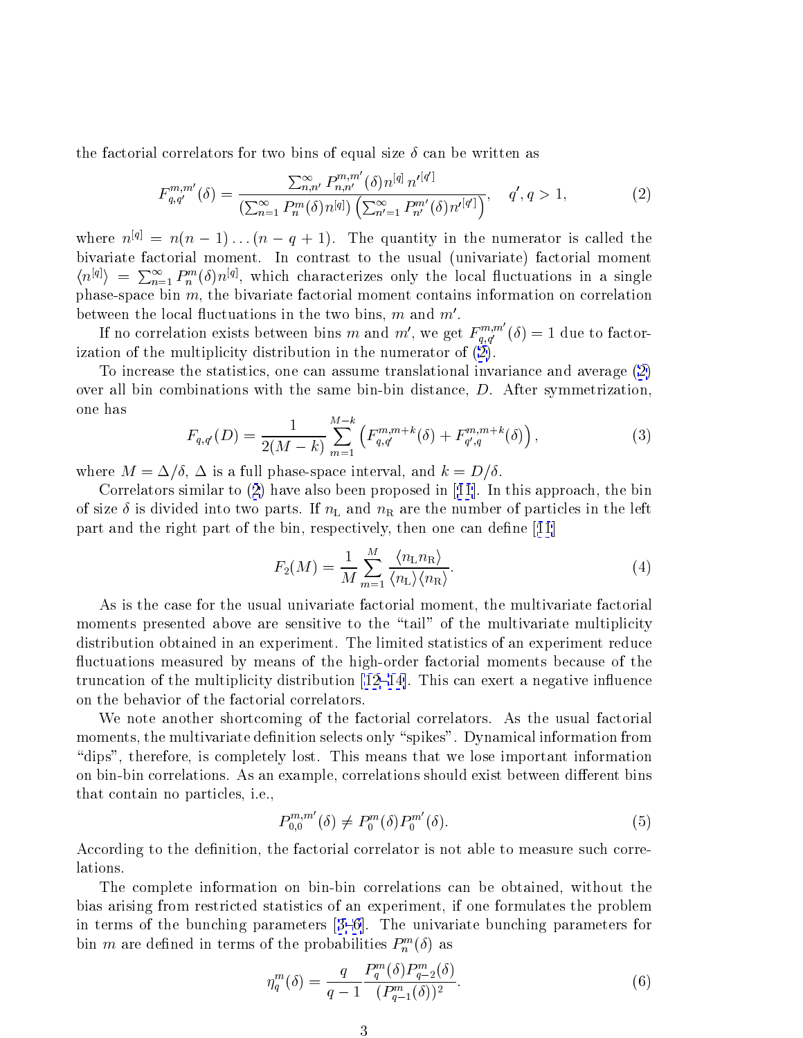the factorial correlators for two bins of equal size $\delta$ can be written as

$$F_{q,q'}^{m,m'}(\delta) = \frac{\sum_{n,n'}^{\infty} P_{n,n'}^{m,m'}(\delta) n^{[q]} n'^{[q']}}{\left(\sum_{n=1}^{\infty} P_n^m(\delta) n^{[q]}\right) \left(\sum_{n'=1}^{\infty} P_{n'}^{m'}(\delta) n'^{[q']}\right)}, \quad q', q > 1, \tag{2}$$

where $n^{[q]} = n(n-1)\ldots(n-q+1)$. The quantity in the numerator is called the bivariate factorial moment. In contrast to the usual (univariate) factorial moment $\langle n^{[q]} \rangle = \sum_{n=1}^{\infty} P_n^m(\delta) n^{[q]}$, which characterizes only the local fluctuations in a single phase-space bin $m$, the bivariate factorial moment contains information on correlation between the local fluctuations in the two bins, $m$ and $m'$.

If no correlation exists between bins $m$ and $m'$, we get $F_{q,q'}^{m,m'}(\delta) = 1$ due to factorization of the multiplicity distribution in the numerator of (2).

To increase the statistics, one can assume translational invariance and average (2) over all bin combinations with the same bin-bin distance, $D$. After symmetrization, one has

$$F_{q,q'}(D) = \frac{1}{2(M-k)} \sum_{m=1}^{M-k} \left( F_{q,q'}^{m,m+k}(\delta) + F_{q',q}^{m,m+k}(\delta) \right), \tag{3}$$

where $M = \Delta/\delta$, $\Delta$ is a full phase-space interval, and $k = D/\delta$.

Correlators similar to (2) have also been proposed in [11]. In this approach, the bin of size $\delta$ is divided into two parts. If $n_{\mathrm{L}}$ and $n_{\mathrm{R}}$ are the number of particles in the left part and the right part of the bin, respectively, then one can define [11]

$$F_2(M) = \frac{1}{M} \sum_{m=1}^{M} \frac{\langle n_{\mathrm{L}} n_{\mathrm{R}} \rangle}{\langle n_{\mathrm{L}} \rangle \langle n_{\mathrm{R}} \rangle}. \tag{4}$$

As is the case for the usual univariate factorial moment, the multivariate factorial moments presented above are sensitive to the "tail" of the multivariate multiplicity distribution obtained in an experiment. The limited statistics of an experiment reduce fluctuations measured by means of the high-order factorial moments because of the truncation of the multiplicity distribution [12–14]. This can exert a negative influence on the behavior of the factorial correlators.

We note another shortcoming of the factorial correlators. As the usual factorial moments, the multivariate definition selects only "spikes". Dynamical information from "dips", therefore, is completely lost. This means that we lose important information on bin-bin correlations. As an example, correlations should exist between different bins that contain no particles, i.e.,

$$P_{0,0}^{m,m'}(\delta) \neq P_0^m(\delta) P_0^{m'}(\delta). \tag{5}$$

According to the definition, the factorial correlator is not able to measure such correlations.

The complete information on bin-bin correlations can be obtained, without the bias arising from restricted statistics of an experiment, if one formulates the problem in terms of the bunching parameters [3–6]. The univariate bunching parameters for bin $m$ are defined in terms of the probabilities $P_n^m(\delta)$ as

$$\eta_q^m(\delta) = \frac{q}{q-1} \frac{P_q^m(\delta) P_{q-2}^m(\delta)}{(P_{q-1}^m(\delta))^2}. \tag{6}$$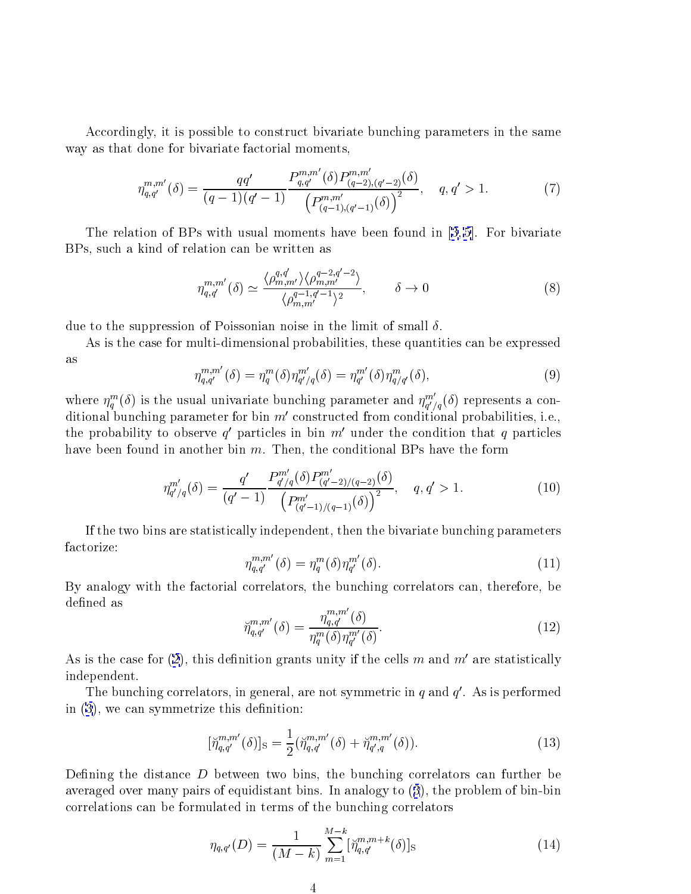Accordingly, it is possible to construct bivariate bunching parameters in the same way as that done for bivariate factorial moments,

$$\eta_{q,q'}^{m,m'}(\delta) = \frac{qq'}{(q-1)(q'-1)} \frac{P_{q,q'}^{m,m'}(\delta) P_{(q-2),(q'-2)}^{m,m'}(\delta)}{\left(P_{(q-1),(q'-1)}^{m,m'}(\delta)\right)^2}, \quad q, q' > 1. \tag{7}$$

The relation of BPs with usual moments have been found in [3,5]. For bivariate BPs, such a kind of relation can be written as

$$\eta_{q,q'}^{m,m'}(\delta) \simeq \frac{\langle \rho_{m,m'}^{q,q'} \rangle \langle \rho_{m,m'}^{q-2,q'-2} \rangle}{\langle \rho_{m,m'}^{q-1,q'-1} \rangle^2}, \qquad \delta \to 0 \tag{8}$$

due to the suppression of Poissonian noise in the limit of small $\delta$.

As is the case for multi-dimensional probabilities, these quantities can be expressed as

$$\eta_{q,q'}^{m,m'}(\delta) = \eta_q^m(\delta) \eta_{q'/q}^{m'}(\delta) = \eta_{q'}^{m'}(\delta) \eta_{q/q'}^{m}(\delta), \tag{9}$$

where $\eta_q^m(\delta)$ is the usual univariate bunching parameter and $\eta_{q'/q}^{m'}(\delta)$ represents a conditional bunching parameter for bin $m'$ constructed from conditional probabilities, i.e., the probability to observe $q'$ particles in bin $m'$ under the condition that $q$ particles have been found in another bin $m$. Then, the conditional BPs have the form

$$\eta_{q'/q}^{m'}(\delta) = \frac{q'}{(q'-1)} \frac{P_{q'/q}^{m'}(\delta) P_{(q'-2)/(q-2)}^{m'}(\delta)}{\left(P_{(q'-1)/(q-1)}^{m'}(\delta)\right)^2}, \quad q, q' > 1. \tag{10}$$

If the two bins are statistically independent, then the bivariate bunching parameters factorize:

$$\eta_{q,q'}^{m,m'}(\delta) = \eta_q^m(\delta) \eta_{q'}^{m'}(\delta). \tag{11}$$

By analogy with the factorial correlators, the bunching correlators can, therefore, be defined as

$$\breve{\eta}_{q,q'}^{m,m'}(\delta) = \frac{\eta_{q,q'}^{m,m'}(\delta)}{\eta_q^m(\delta) \eta_{q'}^{m'}(\delta)}. \tag{12}$$

As is the case for (2), this definition grants unity if the cells $m$ and $m'$ are statistically independent.

The bunching correlators, in general, are not symmetric in $q$ and $q'$. As is performed in (3), we can symmetrize this definition:

$$[\breve{\eta}_{q,q'}^{m,m'}(\delta)]_{\mathrm{S}} = \frac{1}{2}(\breve{\eta}_{q,q'}^{m,m'}(\delta) + \breve{\eta}_{q',q}^{m,m'}(\delta)). \tag{13}$$

Defining the distance $D$ between two bins, the bunching correlators can further be averaged over many pairs of equidistant bins. In analogy to (3), the problem of bin-bin correlations can be formulated in terms of the bunching correlators

$$\eta_{q,q'}(D) = \frac{1}{(M-k)} \sum_{m=1}^{M-k} [\breve{\eta}_{q,q'}^{m,m+k}(\delta)]_{\mathrm{S}} \tag{14}$$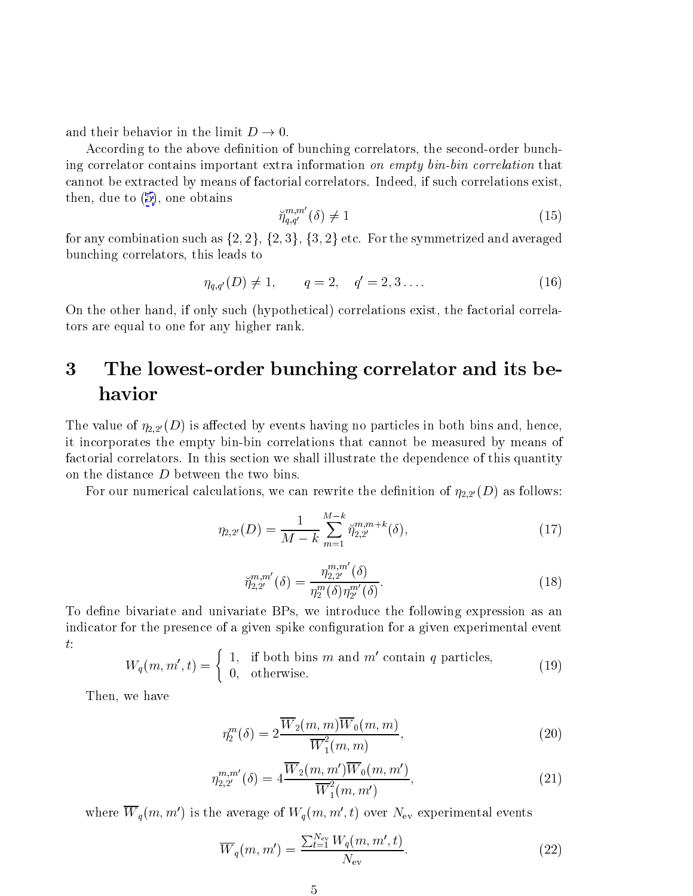and their behavior in the limit $D \to 0$.

According to the above definition of bunching correlators, the second-order bunching correlator contains important extra information *on empty bin-bin correlation* that cannot be extracted by means of factorial correlators. Indeed, if such correlations exist, then, due to (5), one obtains

$$\breve{\eta}_{q,q'}^{m,m'}(\delta) \neq 1 \tag{15}$$

for any combination such as $\{2,2\}$, $\{2,3\}$, $\{3,2\}$ etc. For the symmetrized and averaged bunching correlators, this leads to

$$\eta_{q,q'}(D) \neq 1, \qquad q = 2, \quad q' = 2, 3 \ldots. \tag{16}$$

On the other hand, if only such (hypothetical) correlations exist, the factorial correlators are equal to one for any higher rank.

# 3 The lowest-order bunching correlator and its behavior

The value of $\eta_{2,2'}(D)$ is affected by events having no particles in both bins and, hence, it incorporates the empty bin-bin correlations that cannot be measured by means of factorial correlators. In this section we shall illustrate the dependence of this quantity on the distance $D$ between the two bins.

For our numerical calculations, we can rewrite the definition of $\eta_{2,2'}(D)$ as follows:

$$\eta_{2,2'}(D) = \frac{1}{M-k} \sum_{m=1}^{M-k} \breve{\eta}_{2,2'}^{m,m+k}(\delta), \tag{17}$$

$$\breve{\eta}_{2,2'}^{m,m'}(\delta) = \frac{\eta_{2,2'}^{m,m'}(\delta)}{\eta_2^m(\delta)\eta_{2'}^{m'}(\delta)}. \tag{18}$$

To define bivariate and univariate BPs, we introduce the following expression as an indicator for the presence of a given spike configuration for a given experimental event $t$:

$$W_q(m, m', t) = \begin{cases} 1, & \text{if both bins } m \text{ and } m' \text{ contain } q \text{ particles,} \\ 0, & \text{otherwise.} \end{cases} \tag{19}$$

Then, we have

$$\eta_2^m(\delta) = 2\frac{\overline{W}_2(m,m)\overline{W}_0(m,m)}{\overline{W}_1^2(m,m)}, \tag{20}$$

$$\eta_{2,2'}^{m,m'}(\delta) = 4\frac{\overline{W}_2(m,m')\overline{W}_0(m,m')}{\overline{W}_1^2(m,m')}, \tag{21}$$

where $\overline{W}_q(m,m')$ is the average of $W_q(m,m',t)$ over $N_{\mathrm{ev}}$ experimental events

$$\overline{W}_q(m,m') = \frac{\sum_{t=1}^{N_{\mathrm{ev}}} W_q(m,m',t)}{N_{\mathrm{ev}}}. \tag{22}$$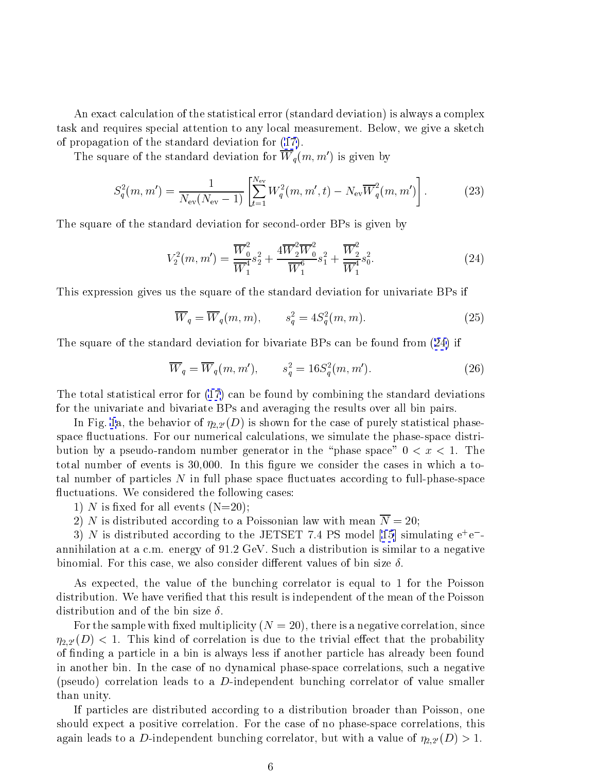An exact calculation of the statistical error (standard deviation) is always a complex task and requires special attention to any local measurement. Below, we give a sketch of propagation of the standard deviation for (17).

The square of the standard deviation for $\overline{W}_q(m, m')$ is given by

$$S_q^2(m, m') = \frac{1}{N_{\mathrm{ev}}(N_{\mathrm{ev}} - 1)} \left[ \sum_{t=1}^{N_{\mathrm{ev}}} W_q^2(m, m', t) - N_{\mathrm{ev}} \overline{W}_q^2(m, m') \right]. \tag{23}$$

The square of the standard deviation for second-order BPs is given by

$$V_2^2(m, m') = \frac{\overline{W}_0^2}{\overline{W}_1^4} s_2^2 + \frac{4\overline{W}_2^2 \overline{W}_0^2}{\overline{W}_1^6} s_1^2 + \frac{\overline{W}_2^2}{\overline{W}_1^4} s_0^2. \tag{24}$$

This expression gives us the square of the standard deviation for univariate BPs if

$$\overline{W}_q = \overline{W}_q(m, m), \qquad s_q^2 = 4S_q^2(m, m). \tag{25}$$

The square of the standard deviation for bivariate BPs can be found from (24) if

$$\overline{W}_q = \overline{W}_q(m, m'), \qquad s_q^2 = 16S_q^2(m, m'). \tag{26}$$

The total statistical error for (17) can be found by combining the standard deviations for the univariate and bivariate BPs and averaging the results over all bin pairs.

In Fig. 1a, the behavior of $\eta_{2,2'}(D)$ is shown for the case of purely statistical phase-space fluctuations. For our numerical calculations, we simulate the phase-space distribution by a pseudo-random number generator in the "phase space" $0 < x < 1$. The total number of events is 30,000. In this figure we consider the cases in which a total number of particles $N$ in full phase space fluctuates according to full-phase-space fluctuations. We considered the following cases:

1) $N$ is fixed for all events (N=20);

2) $N$ is distributed according to a Poissonian law with mean $\overline{N} = 20$;

3) $N$ is distributed according to the JETSET 7.4 PS model [15] simulating $e^+e^-$-annihilation at a c.m. energy of 91.2 GeV. Such a distribution is similar to a negative binomial. For this case, we also consider different values of bin size $\delta$.

As expected, the value of the bunching correlator is equal to 1 for the Poisson distribution. We have verified that this result is independent of the mean of the Poisson distribution and of the bin size $\delta$.

For the sample with fixed multiplicity ($N = 20$), there is a negative correlation, since $\eta_{2,2'}(D) < 1$. This kind of correlation is due to the trivial effect that the probability of finding a particle in a bin is always less if another particle has already been found in another bin. In the case of no dynamical phase-space correlations, such a negative (pseudo) correlation leads to a $D$-independent bunching correlator of value smaller than unity.

If particles are distributed according to a distribution broader than Poisson, one should expect a positive correlation. For the case of no phase-space correlations, this again leads to a $D$-independent bunching correlator, but with a value of $\eta_{2,2'}(D) > 1$.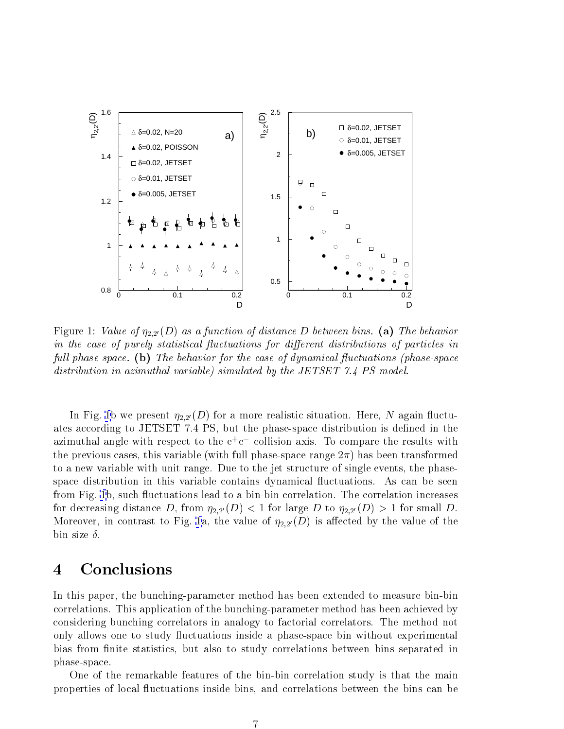Figure 1: *Value of* $\eta_{2,2'}(D)$ *as a function of distance* $D$ *between bins.* **(a)** *The behavior in the case of purely statistical fluctuations for different distributions of particles in full phase space.* **(b)** *The behavior for the case of dynamical fluctuations (phase-space distribution in azimuthal variable) simulated by the JETSET 7.4 PS model.*

In Fig. 1b we present $\eta_{2,2'}(D)$ for a more realistic situation. Here, $N$ again fluctuates according to JETSET 7.4 PS, but the phase-space distribution is defined in the azimuthal angle with respect to the $e^+e^-$ collision axis. To compare the results with the previous cases, this variable (with full phase-space range $2\pi$) has been transformed to a new variable with unit range. Due to the jet structure of single events, the phase-space distribution in this variable contains dynamical fluctuations. As can be seen from Fig. 1b, such fluctuations lead to a bin-bin correlation. The correlation increases for decreasing distance $D$, from $\eta_{2,2'}(D) < 1$ for large $D$ to $\eta_{2,2'}(D) > 1$ for small $D$. Moreover, in contrast to Fig. 1a, the value of $\eta_{2,2'}(D)$ is affected by the value of the bin size $\delta$.

# 4 Conclusions

In this paper, the bunching-parameter method has been extended to measure bin-bin correlations. This application of the bunching-parameter method has been achieved by considering bunching correlators in analogy to factorial correlators. The method not only allows one to study fluctuations inside a phase-space bin without experimental bias from finite statistics, but also to study correlations between bins separated in phase-space.

One of the remarkable features of the bin-bin correlation study is that the main properties of local fluctuations inside bins, and correlations between the bins can be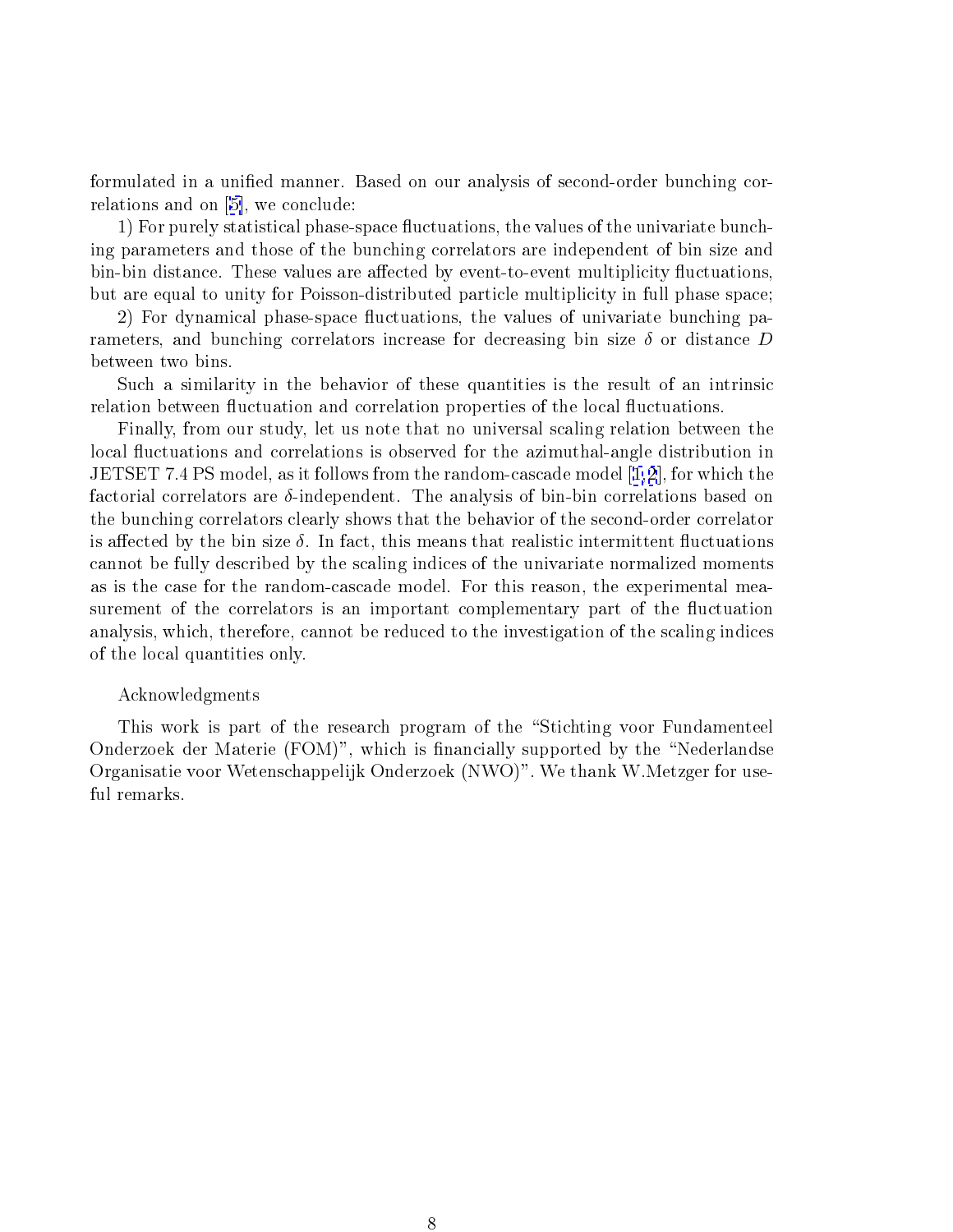formulated in a unified manner. Based on our analysis of second-order bunching correlations and on [5], we conclude:

1) For purely statistical phase-space fluctuations, the values of the univariate bunching parameters and those of the bunching correlators are independent of bin size and bin-bin distance. These values are affected by event-to-event multiplicity fluctuations, but are equal to unity for Poisson-distributed particle multiplicity in full phase space;

2) For dynamical phase-space fluctuations, the values of univariate bunching parameters, and bunching correlators increase for decreasing bin size $\delta$ or distance $D$ between two bins.

Such a similarity in the behavior of these quantities is the result of an intrinsic relation between fluctuation and correlation properties of the local fluctuations.

Finally, from our study, let us note that no universal scaling relation between the local fluctuations and correlations is observed for the azimuthal-angle distribution in JETSET 7.4 PS model, as it follows from the random-cascade model [1,2], for which the factorial correlators are $\delta$-independent. The analysis of bin-bin correlations based on the bunching correlators clearly shows that the behavior of the second-order correlator is affected by the bin size $\delta$. In fact, this means that realistic intermittent fluctuations cannot be fully described by the scaling indices of the univariate normalized moments as is the case for the random-cascade model. For this reason, the experimental measurement of the correlators is an important complementary part of the fluctuation analysis, which, therefore, cannot be reduced to the investigation of the scaling indices of the local quantities only.

Acknowledgments

This work is part of the research program of the "Stichting voor Fundamenteel Onderzoek der Materie (FOM)", which is financially supported by the "Nederlandse Organisatie voor Wetenschappelijk Onderzoek (NWO)". We thank W.Metzger for useful remarks.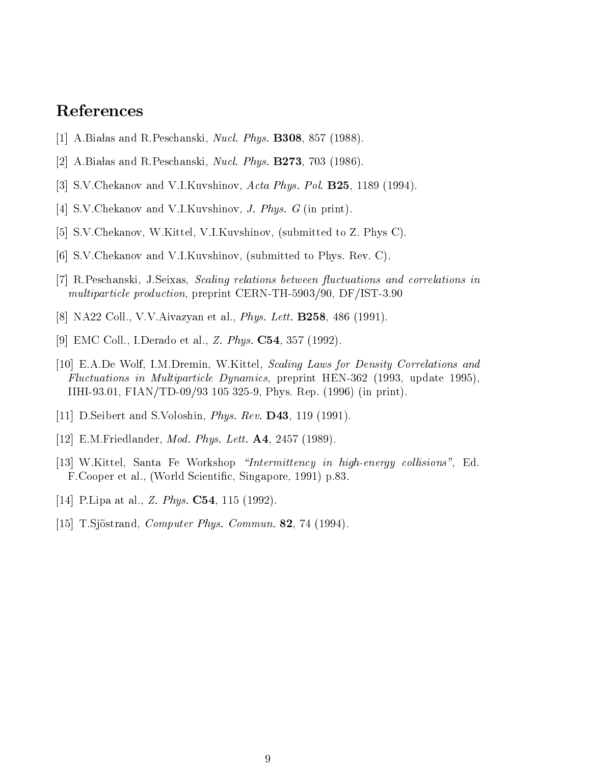## References

[1] A.Białas and R.Peschanski, *Nucl. Phys.* **B308**, 857 (1988).

[2] A.Białas and R.Peschanski, *Nucl. Phys.* **B273**, 703 (1986).

[3] S.V.Chekanov and V.I.Kuvshinov, *Acta Phys. Pol.* **B25**, 1189 (1994).

[4] S.V.Chekanov and V.I.Kuvshinov, *J. Phys. G* (in print).

[5] S.V.Chekanov, W.Kittel, V.I.Kuvshinov, (submitted to Z. Phys C).

[6] S.V.Chekanov and V.I.Kuvshinov, (submitted to Phys. Rev. C).

[7] R.Peschanski, J.Seixas, *Scaling relations between fluctuations and correlations in multiparticle production*, preprint CERN-TH-5903/90, DF/IST-3.90

[8] NA22 Coll., V.V.Aivazyan et al., *Phys. Lett.* **B258**, 486 (1991).

[9] EMC Coll., I.Derado et al., *Z. Phys.* **C54**, 357 (1992).

[10] E.A.De Wolf, I.M.Dremin, W.Kittel, *Scaling Laws for Density Correlations and Fluctuations in Multiparticle Dynamics*, preprint HEN-362 (1993, update 1995), IIHI-93.01, FIAN/TD-09/93 105 325-9, Phys. Rep. (1996) (in print).

[11] D.Seibert and S.Voloshin, *Phys. Rev.* **D43**, 119 (1991).

[12] E.M.Friedlander, *Mod. Phys. Lett.* **A4**, 2457 (1989).

[13] W.Kittel, Santa Fe Workshop *"Intermittency in high-energy collisions"*, Ed. F.Cooper et al., (World Scientific, Singapore, 1991) p.83.

[14] P.Lipa at al., *Z. Phys.* **C54**, 115 (1992).

[15] T.Sjöstrand, *Computer Phys. Commun.* **82**, 74 (1994).